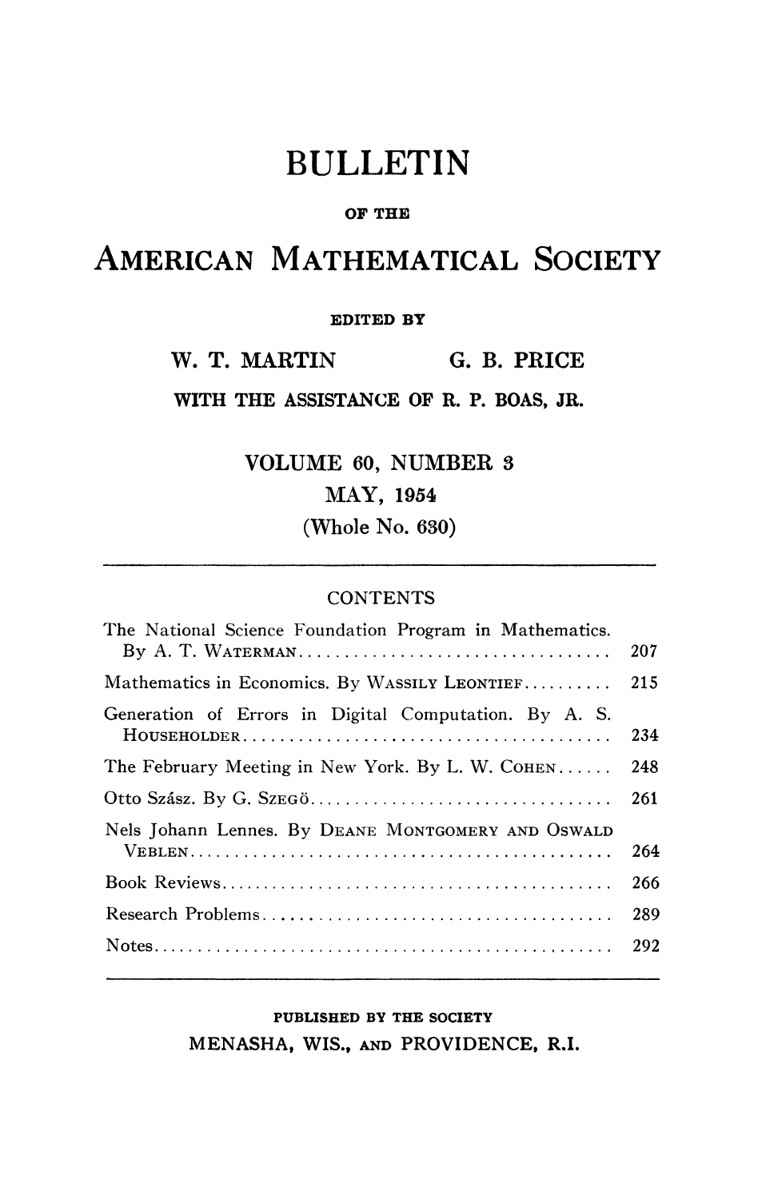# BULLETIN

OF THE

# AMERICAN MATHEMATICAL SOCIETY

EDITED BY

W. T. MARTIN G. B. PRICE

WITH THE ASSISTANCE OF R. P. BOAS, JR.

VOLUME 60, NUMBER 3

MAY, 1954

(Whole No. 630)

---

## CONTENTS

| | |
|---|---|
| The National Science Foundation Program in Mathematics. By A. T. WATERMAN | 207 |
| Mathematics in Economics. By WASSILY LEONTIEF | 215 |
| Generation of Errors in Digital Computation. By A. S. HOUSEHOLDER | 234 |
| The February Meeting in New York. By L. W. COHEN | 248 |
| Otto Szász. By G. SZEGÖ | 261 |
| Nels Johann Lennes. By DEANE MONTGOMERY AND OSWALD VEBLEN | 264 |
| Book Reviews | 266 |
| Research Problems | 289 |
| Notes | 292 |

---

PUBLISHED BY THE SOCIETY

MENASHA, WIS., AND PROVIDENCE, R.I.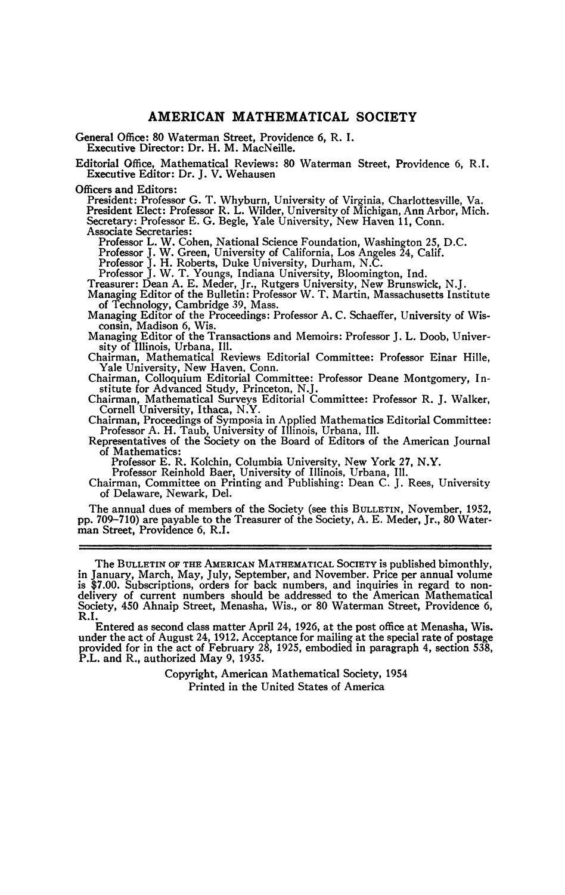## AMERICAN MATHEMATICAL SOCIETY

General Office: 80 Waterman Street, Providence 6, R. I.
Executive Director: Dr. H. M. MacNeille.

Editorial Office, Mathematical Reviews: 80 Waterman Street, Providence 6, R.I.
Executive Editor: Dr. J. V. Wehausen

Officers and Editors:

President: Professor G. T. Whyburn, University of Virginia, Charlottesville, Va.
President Elect: Professor R. L. Wilder, University of Michigan, Ann Arbor, Mich.
Secretary: Professor E. G. Begle, Yale University, New Haven 11, Conn.
Associate Secretaries:
Professor L. W. Cohen, National Science Foundation, Washington 25, D.C.
Professor J. W. Green, University of California, Los Angeles 24, Calif.
Professor J. H. Roberts, Duke University, Durham, N.C.
Professor J. W. T. Youngs, Indiana University, Bloomington, Ind.
Treasurer: Dean A. E. Meder, Jr., Rutgers University, New Brunswick, N.J.
Managing Editor of the Bulletin: Professor W. T. Martin, Massachusetts Institute of Technology, Cambridge 39, Mass.
Managing Editor of the Proceedings: Professor A. C. Schaeffer, University of Wisconsin, Madison 6, Wis.
Managing Editor of the Transactions and Memoirs: Professor J. L. Doob, University of Illinois, Urbana, Ill.
Chairman, Mathematical Reviews Editorial Committee: Professor Einar Hille, Yale University, New Haven, Conn.
Chairman, Colloquium Editorial Committee: Professor Deane Montgomery, Institute for Advanced Study, Princeton, N.J.
Chairman, Mathematical Surveys Editorial Committee: Professor R. J. Walker, Cornell University, Ithaca, N.Y.
Chairman, Proceedings of Symposia in Applied Mathematics Editorial Committee: Professor A. H. Taub, University of Illinois, Urbana, Ill.
Representatives of the Society on the Board of Editors of the American Journal of Mathematics:
Professor E. R. Kolchin, Columbia University, New York 27, N.Y.
Professor Reinhold Baer, University of Illinois, Urbana, Ill.
Chairman, Committee on Printing and Publishing: Dean C. J. Rees, University of Delaware, Newark, Del.

The annual dues of members of the Society (see this BULLETIN, November, 1952, pp. 709–710) are payable to the Treasurer of the Society, A. E. Meder, Jr., 80 Waterman Street, Providence 6, R.I.

---

The BULLETIN OF THE AMERICAN MATHEMATICAL SOCIETY is published bimonthly, in January, March, May, July, September, and November. Price per annual volume is $7.00. Subscriptions, orders for back numbers, and inquiries in regard to non-delivery of current numbers should be addressed to the American Mathematical Society, 450 Ahnaip Street, Menasha, Wis., or 80 Waterman Street, Providence 6, R.I.

Entered as second class matter April 24, 1926, at the post office at Menasha, Wis. under the act of August 24, 1912. Acceptance for mailing at the special rate of postage provided for in the act of February 28, 1925, embodied in paragraph 4, section 538, P.L. and R., authorized May 9, 1935.

Copyright, American Mathematical Society, 1954
Printed in the United States of America